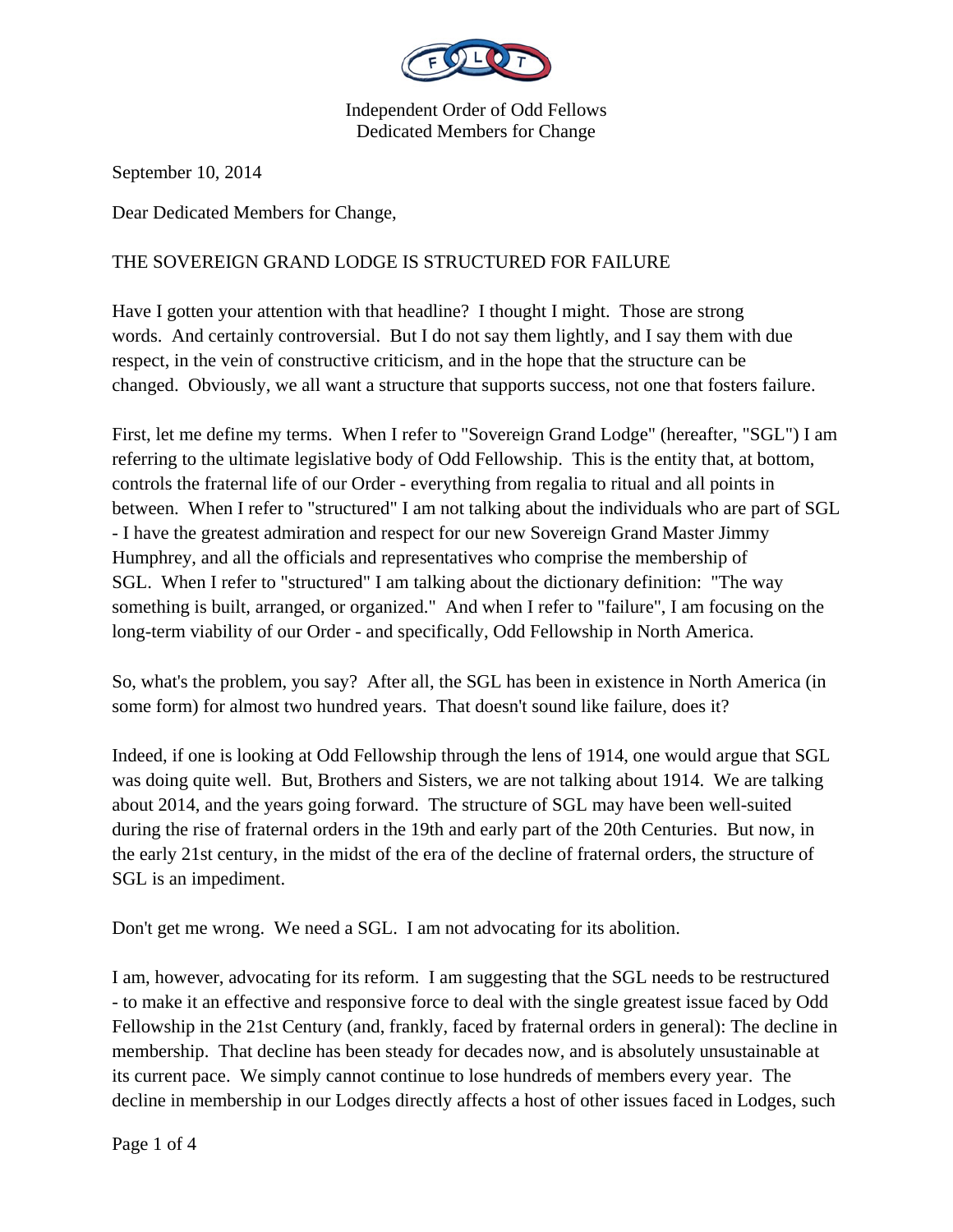Independent Order of Odd Fellows
Dedicated Members for Change

September 10, 2014

Dear Dedicated Members for Change,

THE SOVEREIGN GRAND LODGE IS STRUCTURED FOR FAILURE

Have I gotten your attention with that headline? I thought I might. Those are strong words. And certainly controversial. But I do not say them lightly, and I say them with due respect, in the vein of constructive criticism, and in the hope that the structure can be changed. Obviously, we all want a structure that supports success, not one that fosters failure.

First, let me define my terms. When I refer to "Sovereign Grand Lodge" (hereafter, "SGL") I am referring to the ultimate legislative body of Odd Fellowship. This is the entity that, at bottom, controls the fraternal life of our Order - everything from regalia to ritual and all points in between. When I refer to "structured" I am not talking about the individuals who are part of SGL - I have the greatest admiration and respect for our new Sovereign Grand Master Jimmy Humphrey, and all the officials and representatives who comprise the membership of SGL. When I refer to "structured" I am talking about the dictionary definition: "The way something is built, arranged, or organized." And when I refer to "failure", I am focusing on the long-term viability of our Order - and specifically, Odd Fellowship in North America.

So, what's the problem, you say? After all, the SGL has been in existence in North America (in some form) for almost two hundred years. That doesn't sound like failure, does it?

Indeed, if one is looking at Odd Fellowship through the lens of 1914, one would argue that SGL was doing quite well. But, Brothers and Sisters, we are not talking about 1914. We are talking about 2014, and the years going forward. The structure of SGL may have been well-suited during the rise of fraternal orders in the 19th and early part of the 20th Centuries. But now, in the early 21st century, in the midst of the era of the decline of fraternal orders, the structure of SGL is an impediment.

Don't get me wrong. We need a SGL. I am not advocating for its abolition.

I am, however, advocating for its reform. I am suggesting that the SGL needs to be restructured - to make it an effective and responsive force to deal with the single greatest issue faced by Odd Fellowship in the 21st Century (and, frankly, faced by fraternal orders in general): The decline in membership. That decline has been steady for decades now, and is absolutely unsustainable at its current pace. We simply cannot continue to lose hundreds of members every year. The decline in membership in our Lodges directly affects a host of other issues faced in Lodges, such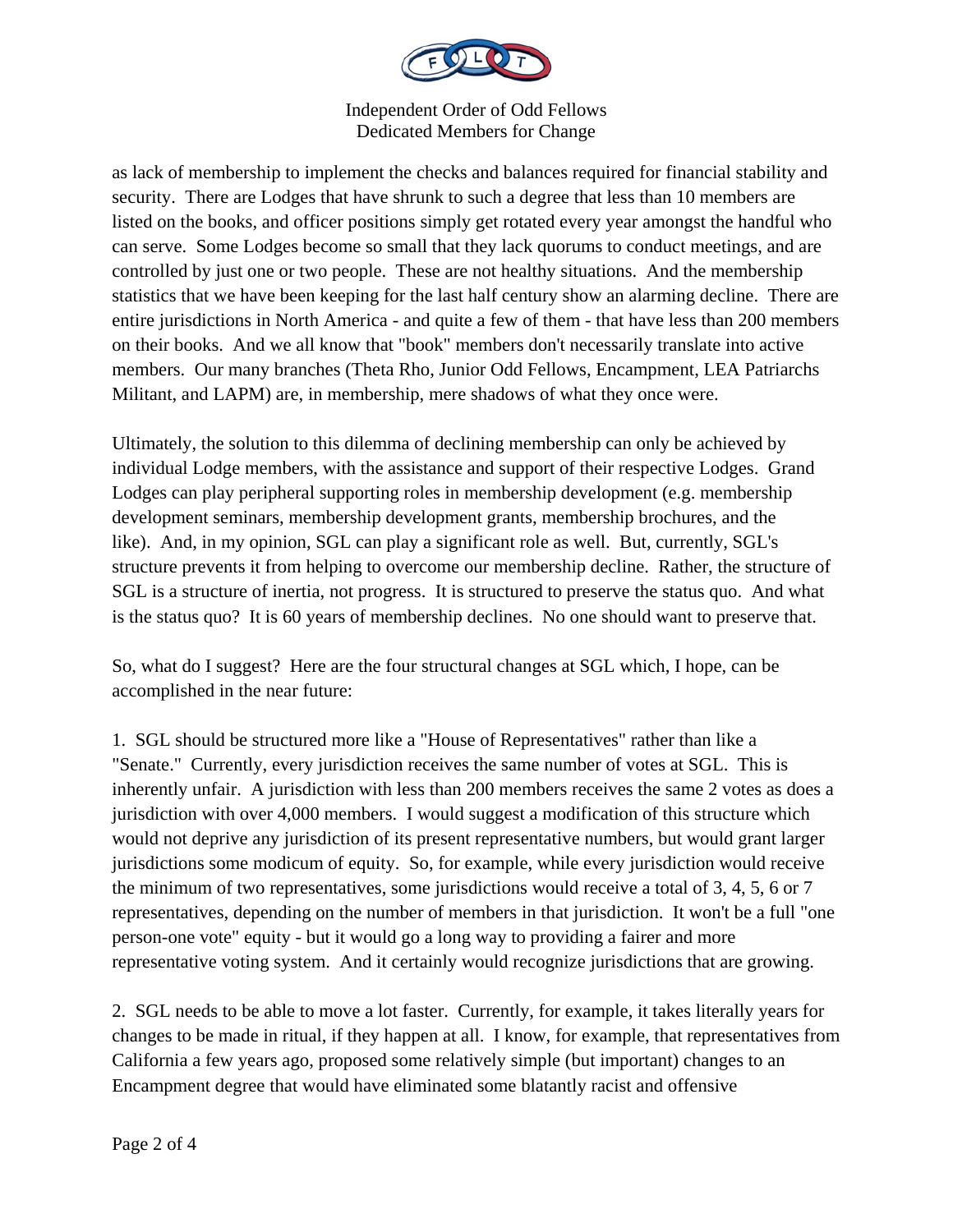as lack of membership to implement the checks and balances required for financial stability and security. There are Lodges that have shrunk to such a degree that less than 10 members are listed on the books, and officer positions simply get rotated every year amongst the handful who can serve. Some Lodges become so small that they lack quorums to conduct meetings, and are controlled by just one or two people. These are not healthy situations. And the membership statistics that we have been keeping for the last half century show an alarming decline. There are entire jurisdictions in North America - and quite a few of them - that have less than 200 members on their books. And we all know that "book" members don't necessarily translate into active members. Our many branches (Theta Rho, Junior Odd Fellows, Encampment, LEA Patriarchs Militant, and LAPM) are, in membership, mere shadows of what they once were.

Ultimately, the solution to this dilemma of declining membership can only be achieved by individual Lodge members, with the assistance and support of their respective Lodges. Grand Lodges can play peripheral supporting roles in membership development (e.g. membership development seminars, membership development grants, membership brochures, and the like). And, in my opinion, SGL can play a significant role as well. But, currently, SGL's structure prevents it from helping to overcome our membership decline. Rather, the structure of SGL is a structure of inertia, not progress. It is structured to preserve the status quo. And what is the status quo? It is 60 years of membership declines. No one should want to preserve that.

So, what do I suggest? Here are the four structural changes at SGL which, I hope, can be accomplished in the near future:

1. SGL should be structured more like a "House of Representatives" rather than like a "Senate." Currently, every jurisdiction receives the same number of votes at SGL. This is inherently unfair. A jurisdiction with less than 200 members receives the same 2 votes as does a jurisdiction with over 4,000 members. I would suggest a modification of this structure which would not deprive any jurisdiction of its present representative numbers, but would grant larger jurisdictions some modicum of equity. So, for example, while every jurisdiction would receive the minimum of two representatives, some jurisdictions would receive a total of 3, 4, 5, 6 or 7 representatives, depending on the number of members in that jurisdiction. It won't be a full "one person-one vote" equity - but it would go a long way to providing a fairer and more representative voting system. And it certainly would recognize jurisdictions that are growing.

2. SGL needs to be able to move a lot faster. Currently, for example, it takes literally years for changes to be made in ritual, if they happen at all. I know, for example, that representatives from California a few years ago, proposed some relatively simple (but important) changes to an Encampment degree that would have eliminated some blatantly racist and offensive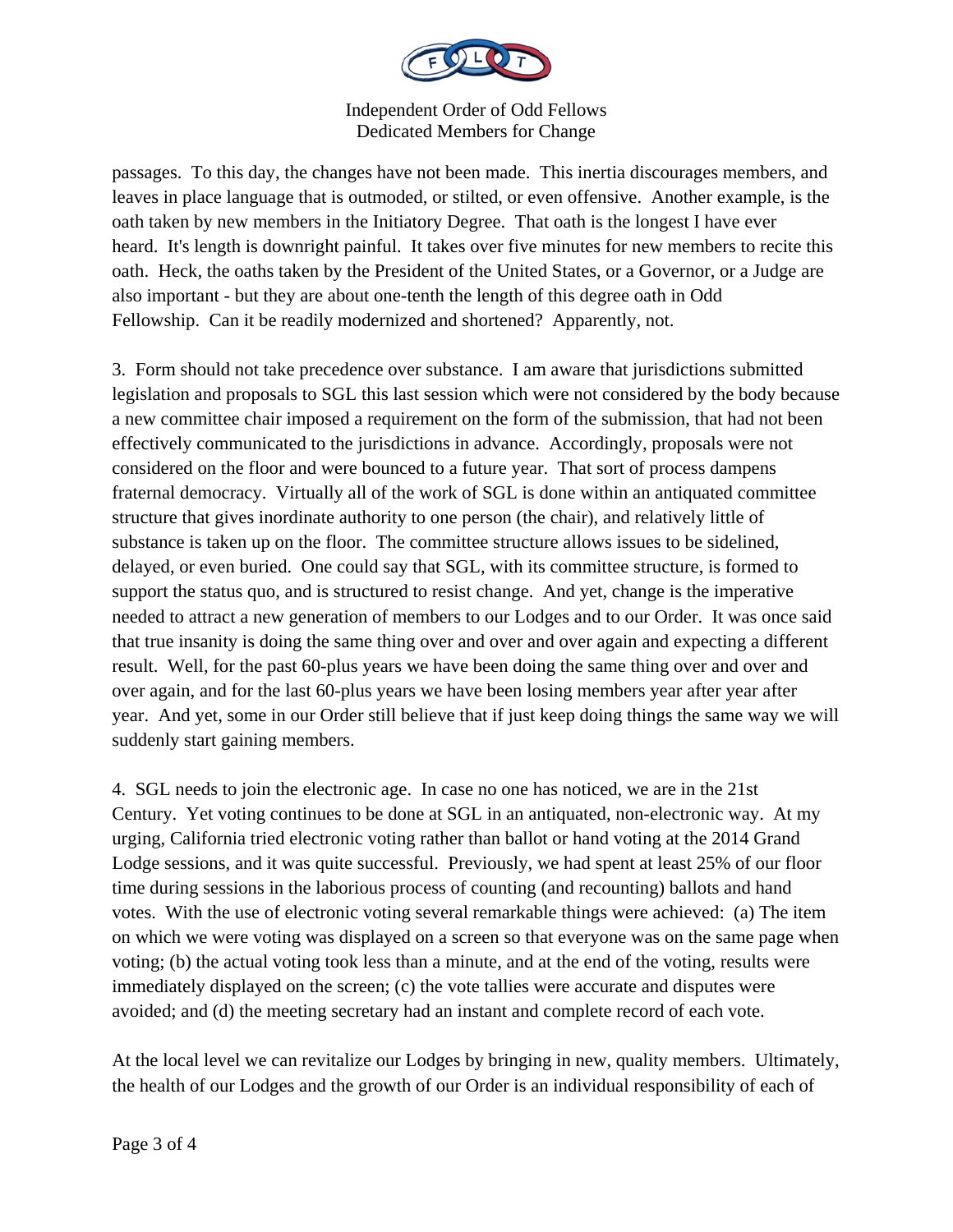passages. To this day, the changes have not been made. This inertia discourages members, and leaves in place language that is outmoded, or stilted, or even offensive. Another example, is the oath taken by new members in the Initiatory Degree. That oath is the longest I have ever heard. It's length is downright painful. It takes over five minutes for new members to recite this oath. Heck, the oaths taken by the President of the United States, or a Governor, or a Judge are also important - but they are about one-tenth the length of this degree oath in Odd Fellowship. Can it be readily modernized and shortened? Apparently, not.

3. Form should not take precedence over substance. I am aware that jurisdictions submitted legislation and proposals to SGL this last session which were not considered by the body because a new committee chair imposed a requirement on the form of the submission, that had not been effectively communicated to the jurisdictions in advance. Accordingly, proposals were not considered on the floor and were bounced to a future year. That sort of process dampens fraternal democracy. Virtually all of the work of SGL is done within an antiquated committee structure that gives inordinate authority to one person (the chair), and relatively little of substance is taken up on the floor. The committee structure allows issues to be sidelined, delayed, or even buried. One could say that SGL, with its committee structure, is formed to support the status quo, and is structured to resist change. And yet, change is the imperative needed to attract a new generation of members to our Lodges and to our Order. It was once said that true insanity is doing the same thing over and over and over again and expecting a different result. Well, for the past 60-plus years we have been doing the same thing over and over and over again, and for the last 60-plus years we have been losing members year after year after year. And yet, some in our Order still believe that if just keep doing things the same way we will suddenly start gaining members.

4. SGL needs to join the electronic age. In case no one has noticed, we are in the 21st Century. Yet voting continues to be done at SGL in an antiquated, non-electronic way. At my urging, California tried electronic voting rather than ballot or hand voting at the 2014 Grand Lodge sessions, and it was quite successful. Previously, we had spent at least 25% of our floor time during sessions in the laborious process of counting (and recounting) ballots and hand votes. With the use of electronic voting several remarkable things were achieved: (a) The item on which we were voting was displayed on a screen so that everyone was on the same page when voting; (b) the actual voting took less than a minute, and at the end of the voting, results were immediately displayed on the screen; (c) the vote tallies were accurate and disputes were avoided; and (d) the meeting secretary had an instant and complete record of each vote.

At the local level we can revitalize our Lodges by bringing in new, quality members. Ultimately, the health of our Lodges and the growth of our Order is an individual responsibility of each of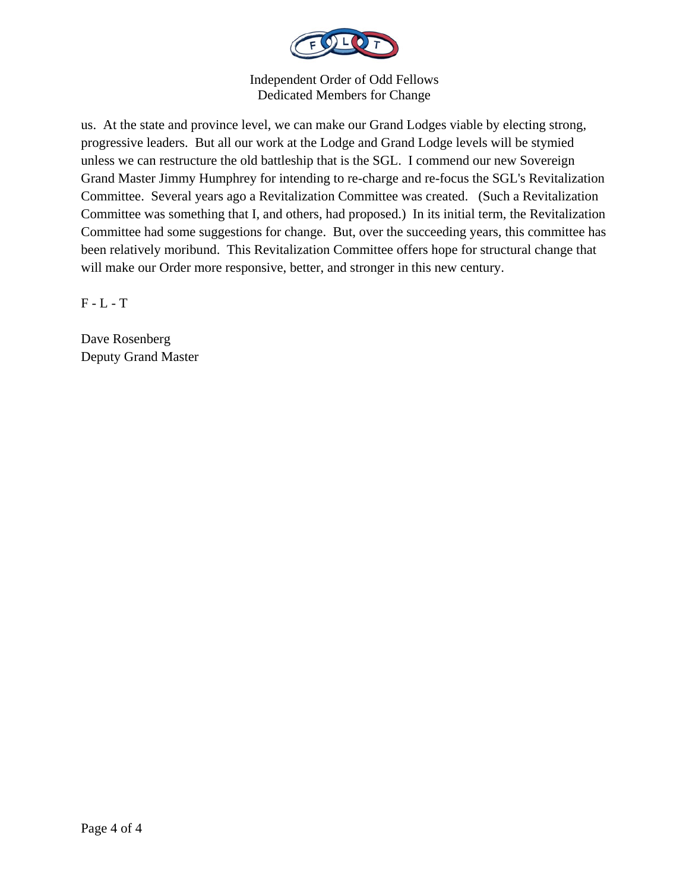us. At the state and province level, we can make our Grand Lodges viable by electing strong, progressive leaders. But all our work at the Lodge and Grand Lodge levels will be stymied unless we can restructure the old battleship that is the SGL. I commend our new Sovereign Grand Master Jimmy Humphrey for intending to re-charge and re-focus the SGL's Revitalization Committee. Several years ago a Revitalization Committee was created. (Such a Revitalization Committee was something that I, and others, had proposed.) In its initial term, the Revitalization Committee had some suggestions for change. But, over the succeeding years, this committee has been relatively moribund. This Revitalization Committee offers hope for structural change that will make our Order more responsive, better, and stronger in this new century.

F - L - T

Dave Rosenberg
Deputy Grand Master